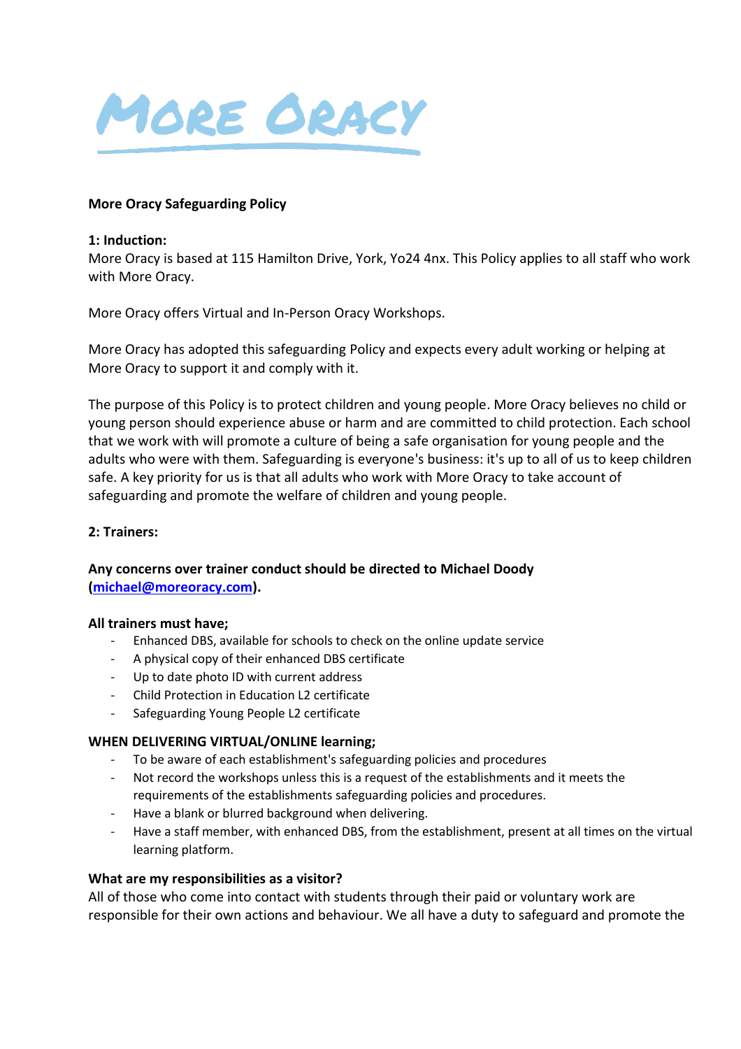# MORE ORACY

**More Oracy Safeguarding Policy**

**1: Induction:**
More Oracy is based at 115 Hamilton Drive, York, Yo24 4nx. This Policy applies to all staff who work with More Oracy.

More Oracy offers Virtual and In-Person Oracy Workshops.

More Oracy has adopted this safeguarding Policy and expects every adult working or helping at More Oracy to support it and comply with it.

The purpose of this Policy is to protect children and young people. More Oracy believes no child or young person should experience abuse or harm and are committed to child protection. Each school that we work with will promote a culture of being a safe organisation for young people and the adults who were with them. Safeguarding is everyone's business: it's up to all of us to keep children safe. A key priority for us is that all adults who work with More Oracy to take account of safeguarding and promote the welfare of children and young people.

**2: Trainers:**

**Any concerns over trainer conduct should be directed to Michael Doody (michael@moreoracy.com).**

**All trainers must have;**

- Enhanced DBS, available for schools to check on the online update service
- A physical copy of their enhanced DBS certificate
- Up to date photo ID with current address
- Child Protection in Education L2 certificate
- Safeguarding Young People L2 certificate

**WHEN DELIVERING VIRTUAL/ONLINE learning;**

- To be aware of each establishment's safeguarding policies and procedures
- Not record the workshops unless this is a request of the establishments and it meets the requirements of the establishments safeguarding policies and procedures.
- Have a blank or blurred background when delivering.
- Have a staff member, with enhanced DBS, from the establishment, present at all times on the virtual learning platform.

**What are my responsibilities as a visitor?**
All of those who come into contact with students through their paid or voluntary work are responsible for their own actions and behaviour. We all have a duty to safeguard and promote the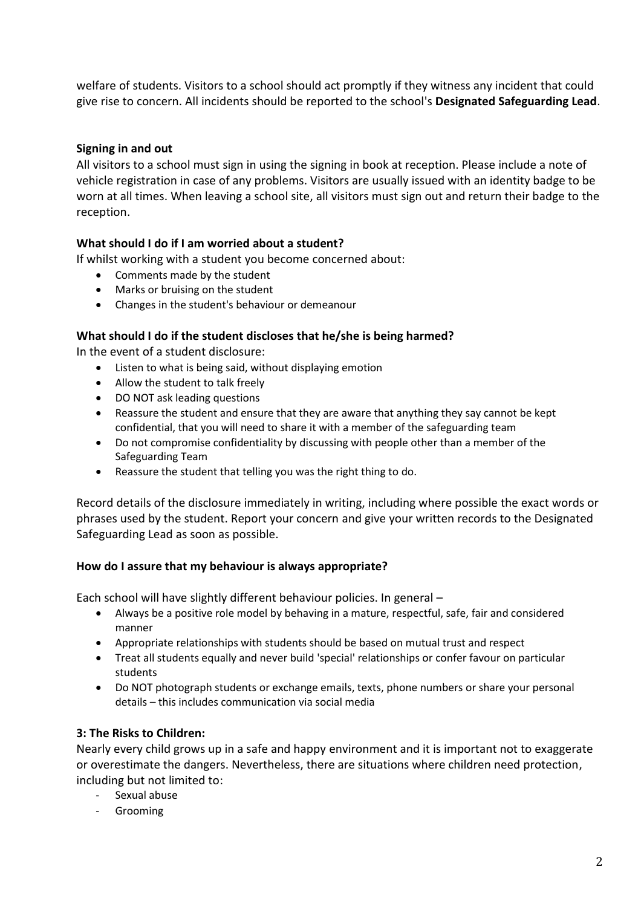welfare of students. Visitors to a school should act promptly if they witness any incident that could give rise to concern. All incidents should be reported to the school's **Designated Safeguarding Lead**.

**Signing in and out**

All visitors to a school must sign in using the signing in book at reception. Please include a note of vehicle registration in case of any problems. Visitors are usually issued with an identity badge to be worn at all times. When leaving a school site, all visitors must sign out and return their badge to the reception.

**What should I do if I am worried about a student?**

If whilst working with a student you become concerned about:

- Comments made by the student
- Marks or bruising on the student
- Changes in the student's behaviour or demeanour

**What should I do if the student discloses that he/she is being harmed?**

In the event of a student disclosure:

- Listen to what is being said, without displaying emotion
- Allow the student to talk freely
- DO NOT ask leading questions
- Reassure the student and ensure that they are aware that anything they say cannot be kept confidential, that you will need to share it with a member of the safeguarding team
- Do not compromise confidentiality by discussing with people other than a member of the Safeguarding Team
- Reassure the student that telling you was the right thing to do.

Record details of the disclosure immediately in writing, including where possible the exact words or phrases used by the student. Report your concern and give your written records to the Designated Safeguarding Lead as soon as possible.

**How do I assure that my behaviour is always appropriate?**

Each school will have slightly different behaviour policies. In general –

- Always be a positive role model by behaving in a mature, respectful, safe, fair and considered manner
- Appropriate relationships with students should be based on mutual trust and respect
- Treat all students equally and never build 'special' relationships or confer favour on particular students
- Do NOT photograph students or exchange emails, texts, phone numbers or share your personal details – this includes communication via social media

**3: The Risks to Children:**

Nearly every child grows up in a safe and happy environment and it is important not to exaggerate or overestimate the dangers. Nevertheless, there are situations where children need protection, including but not limited to:

- Sexual abuse
- Grooming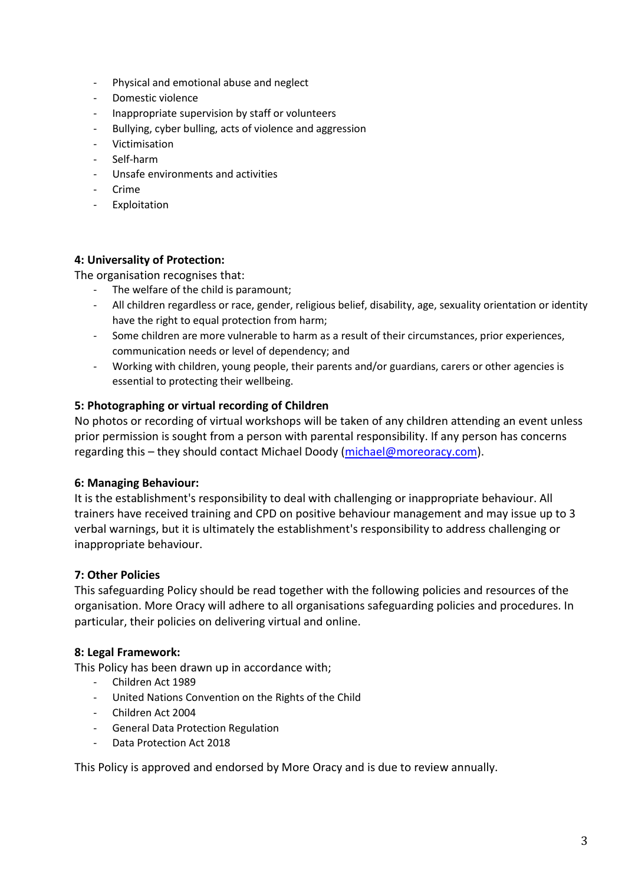- Physical and emotional abuse and neglect
- Domestic violence
- Inappropriate supervision by staff or volunteers
- Bullying, cyber bulling, acts of violence and aggression
- Victimisation
- Self-harm
- Unsafe environments and activities
- Crime
- Exploitation

**4: Universality of Protection:**

The organisation recognises that:

- The welfare of the child is paramount;
- All children regardless or race, gender, religious belief, disability, age, sexuality orientation or identity have the right to equal protection from harm;
- Some children are more vulnerable to harm as a result of their circumstances, prior experiences, communication needs or level of dependency; and
- Working with children, young people, their parents and/or guardians, carers or other agencies is essential to protecting their wellbeing.

**5: Photographing or virtual recording of Children**

No photos or recording of virtual workshops will be taken of any children attending an event unless prior permission is sought from a person with parental responsibility. If any person has concerns regarding this – they should contact Michael Doody (michael@moreoracy.com).

**6: Managing Behaviour:**

It is the establishment's responsibility to deal with challenging or inappropriate behaviour. All trainers have received training and CPD on positive behaviour management and may issue up to 3 verbal warnings, but it is ultimately the establishment's responsibility to address challenging or inappropriate behaviour.

**7: Other Policies**

This safeguarding Policy should be read together with the following policies and resources of the organisation. More Oracy will adhere to all organisations safeguarding policies and procedures. In particular, their policies on delivering virtual and online.

**8: Legal Framework:**

This Policy has been drawn up in accordance with;

- Children Act 1989
- United Nations Convention on the Rights of the Child
- Children Act 2004
- General Data Protection Regulation
- Data Protection Act 2018

This Policy is approved and endorsed by More Oracy and is due to review annually.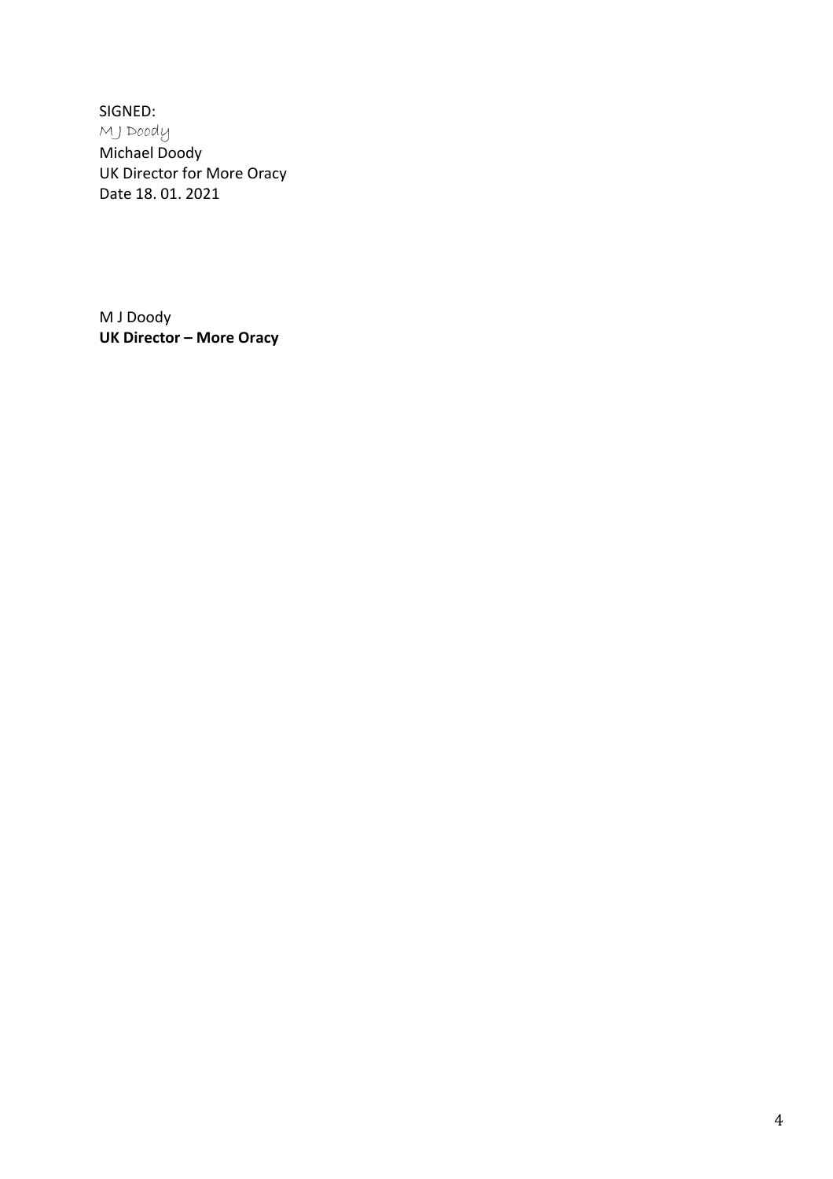SIGNED:
M J Doody
Michael Doody
UK Director for More Oracy
Date 18. 01. 2021

M J Doody
**UK Director – More Oracy**